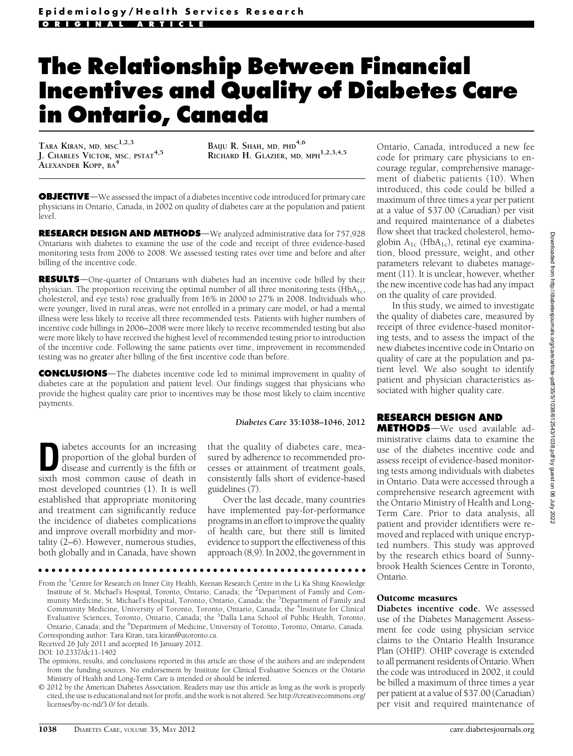Epidemiology/Health Services Research

ORIGINAL ARTICLE

# The Relationship Between Financial Incentives and Quality of Diabetes Care in Ontario, Canada

TARA KIRAN, MD, MSC[1,2,3]
J. CHARLES VICTOR, MSC, PSTAT[4,5]
ALEXANDER KOPP, BA[4]
BAIJU R. SHAH, MD, PHD[4,6]
RICHARD H. GLAZIER, MD, MPH[1,2,3,4,5]

**OBJECTIVE**—We assessed the impact of a diabetes incentive code introduced for primary care physicians in Ontario, Canada, in 2002 on quality of diabetes care at the population and patient level.

**RESEARCH DESIGN AND METHODS**—We analyzed administrative data for 757,928 Ontarians with diabetes to examine the use of the code and receipt of three evidence-based monitoring tests from 2006 to 2008. We assessed testing rates over time and before and after billing of the incentive code.

**RESULTS**—One-quarter of Ontarians with diabetes had an incentive code billed by their physician. The proportion receiving the optimal number of all three monitoring tests ($HbA_{1c}$, cholesterol, and eye tests) rose gradually from 16% in 2000 to 27% in 2008. Individuals who were younger, lived in rural areas, were not enrolled in a primary care model, or had a mental illness were less likely to receive all three recommended tests. Patients with higher numbers of incentive code billings in 2006–2008 were more likely to receive recommended testing but also were more likely to have received the highest level of recommended testing prior to introduction of the incentive code. Following the same patients over time, improvement in recommended testing was no greater after billing of the first incentive code than before.

**CONCLUSIONS**—The diabetes incentive code led to minimal improvement in quality of diabetes care at the population and patient level. Our findings suggest that physicians who provide the highest quality care prior to incentives may be those most likely to claim incentive payments.

*Diabetes Care* 35:1038–1046, 2012

Diabetes accounts for an increasing proportion of the global burden of disease and currently is the fifth or sixth most common cause of death in most developed countries (1). It is well established that appropriate monitoring and treatment can significantly reduce the incidence of diabetes complications and improve overall morbidity and mortality (2–6). However, numerous studies, both globally and in Canada, have shown that the quality of diabetes care, measured by adherence to recommended processes or attainment of treatment goals, consistently falls short of evidence-based guidelines (7).

Over the last decade, many countries have implemented pay-for-performance programs in an effort to improve the quality of health care, but there still is limited evidence to support the effectiveness of this approach (8,9). In 2002, the government in Ontario, Canada, introduced a new fee code for primary care physicians to encourage regular, comprehensive management of diabetic patients (10). When introduced, this code could be billed a maximum of three times a year per patient at a value of $37.00 (Canadian) per visit and required maintenance of a diabetes flow sheet that tracked cholesterol, hemoglobin $A_{1c}$ ($HbA_{1c}$), retinal eye examination, blood pressure, weight, and other parameters relevant to diabetes management (11). It is unclear, however, whether the new incentive code has had any impact on the quality of care provided.

In this study, we aimed to investigate the quality of diabetes care, measured by receipt of three evidence-based monitoring tests, and to assess the impact of the new diabetes incentive code in Ontario on quality of care at the population and patient level. We also sought to identify patient and physician characteristics associated with higher quality care.

## RESEARCH DESIGN AND METHODS

We used available administrative claims data to examine the use of the diabetes incentive code and assess receipt of evidence-based monitoring tests among individuals with diabetes in Ontario. Data were accessed through a comprehensive research agreement with the Ontario Ministry of Health and Long-Term Care. Prior to data analysis, all patient and provider identifiers were removed and replaced with unique encrypted numbers. This study was approved by the research ethics board of Sunnybrook Health Sciences Centre in Toronto, Ontario.

### Outcome measures

**Diabetes incentive code.** We assessed use of the Diabetes Management Assessment fee code using physician service claims to the Ontario Health Insurance Plan (OHIP). OHIP coverage is extended to all permanent residents of Ontario. When the code was introduced in 2002, it could be billed a maximum of three times a year per patient at a value of $37.00 (Canadian) per visit and required maintenance of

---

From the [1]Centre for Research on Inner City Health, Keenan Research Centre in the Li Ka Shing Knowledge Institute of St. Michael's Hospital, Toronto, Ontario, Canada; the [2]Department of Family and Community Medicine, St. Michael's Hospital, Toronto, Ontario, Canada; the [3]Department of Family and Community Medicine, University of Toronto, Toronto, Ontario, Canada; the [4]Institute for Clinical Evaluative Sciences, Toronto, Ontario, Canada; the [5]Dalla Lana School of Public Health, Toronto, Ontario, Canada; and the [6]Department of Medicine, University of Toronto, Toronto, Ontario, Canada.

Corresponding author: Tara Kiran, tara.kiran@utoronto.ca.

Received 26 July 2011 and accepted 16 January 2012.

DOI: 10.2337/dc11-1402

The opinions, results, and conclusions reported in this article are those of the authors and are independent from the funding sources. No endorsement by Institute for Clinical Evaluative Sciences or the Ontario Ministry of Health and Long-Term Care is intended or should be inferred.

© 2012 by the American Diabetes Association. Readers may use this article as long as the work is properly cited, the use is educational and not for profit, and the work is not altered. See http://creativecommons.org/licenses/by-nc-nd/3.0/ for details.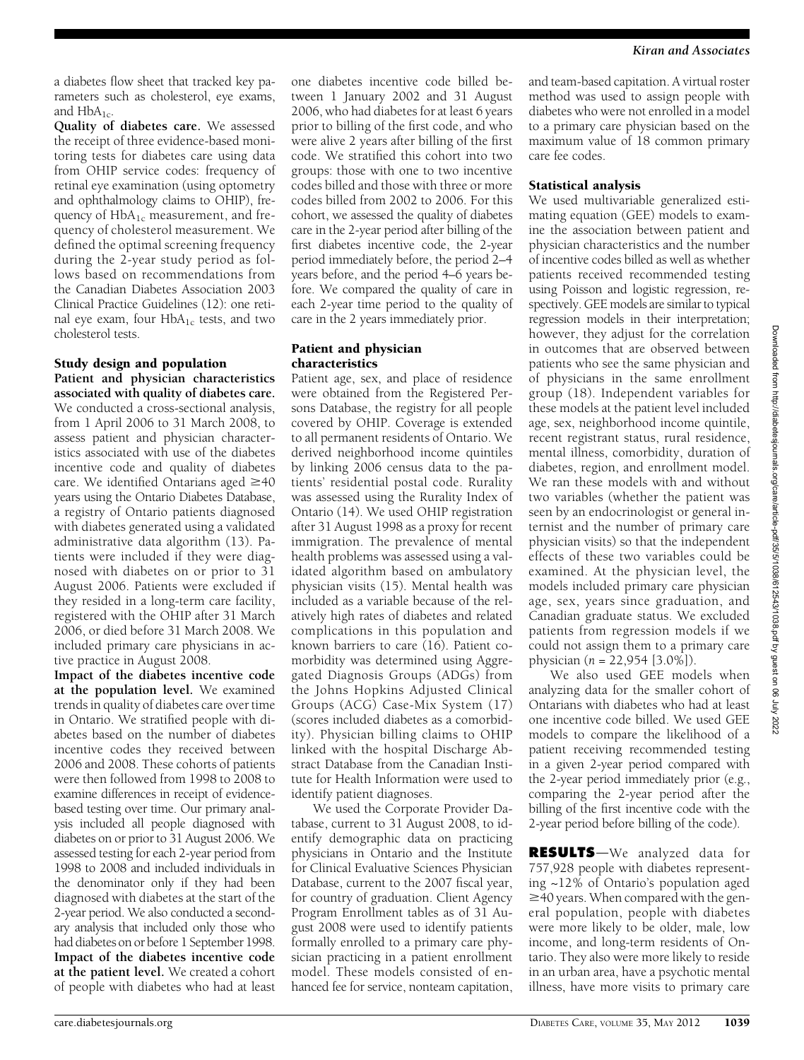a diabetes flow sheet that tracked key parameters such as cholesterol, eye exams, and $HbA_{1c}$.

**Quality of diabetes care.** We assessed the receipt of three evidence-based monitoring tests for diabetes care using data from OHIP service codes: frequency of retinal eye examination (using optometry and ophthalmology claims to OHIP), frequency of $HbA_{1c}$ measurement, and frequency of cholesterol measurement. We defined the optimal screening frequency during the 2-year study period as follows based on recommendations from the Canadian Diabetes Association 2003 Clinical Practice Guidelines (12): one retinal eye exam, four $HbA_{1c}$ tests, and two cholesterol tests.

## Study design and population

**Patient and physician characteristics associated with quality of diabetes care.** We conducted a cross-sectional analysis, from 1 April 2006 to 31 March 2008, to assess patient and physician characteristics associated with use of the diabetes incentive code and quality of diabetes care. We identified Ontarians aged ≥40 years using the Ontario Diabetes Database, a registry of Ontario patients diagnosed with diabetes generated using a validated administrative data algorithm (13). Patients were included if they were diagnosed with diabetes on or prior to 31 August 2006. Patients were excluded if they resided in a long-term care facility, registered with the OHIP after 31 March 2006, or died before 31 March 2008. We included primary care physicians in active practice in August 2008.

**Impact of the diabetes incentive code at the population level.** We examined trends in quality of diabetes care over time in Ontario. We stratified people with diabetes based on the number of diabetes incentive codes they received between 2006 and 2008. These cohorts of patients were then followed from 1998 to 2008 to examine differences in receipt of evidence-based testing over time. Our primary analysis included all people diagnosed with diabetes on or prior to 31 August 2006. We assessed testing for each 2-year period from 1998 to 2008 and included individuals in the denominator only if they had been diagnosed with diabetes at the start of the 2-year period. We also conducted a secondary analysis that included only those who had diabetes on or before 1 September 1998.

**Impact of the diabetes incentive code at the patient level.** We created a cohort of people with diabetes who had at least one diabetes incentive code billed between 1 January 2002 and 31 August 2006, who had diabetes for at least 6 years prior to billing of the first code, and who were alive 2 years after billing of the first code. We stratified this cohort into two groups: those with one to two incentive codes billed and those with three or more codes billed from 2002 to 2006. For this cohort, we assessed the quality of diabetes care in the 2-year period after billing of the first diabetes incentive code, the 2-year period immediately before, the period 2–4 years before, and the period 4–6 years before. We compared the quality of care in each 2-year time period to the quality of care in the 2 years immediately prior.

## Patient and physician characteristics

Patient age, sex, and place of residence were obtained from the Registered Persons Database, the registry for all people covered by OHIP. Coverage is extended to all permanent residents of Ontario. We derived neighborhood income quintiles by linking 2006 census data to the patients' residential postal code. Rurality was assessed using the Rurality Index of Ontario (14). We used OHIP registration after 31 August 1998 as a proxy for recent immigration. The prevalence of mental health problems was assessed using a validated algorithm based on ambulatory physician visits (15). Mental health was included as a variable because of the relatively high rates of diabetes and related complications in this population and known barriers to care (16). Patient comorbidity was determined using Aggregated Diagnosis Groups (ADGs) from the Johns Hopkins Adjusted Clinical Groups (ACG) Case-Mix System (17) (scores included diabetes as a comorbidity). Physician billing claims to OHIP linked with the hospital Discharge Abstract Database from the Canadian Institute for Health Information were used to identify patient diagnoses.

We used the Corporate Provider Database, current to 31 August 2008, to identify demographic data on practicing physicians in Ontario and the Institute for Clinical Evaluative Sciences Physician Database, current to the 2007 fiscal year, for country of graduation. Client Agency Program Enrollment tables as of 31 August 2008 were used to identify patients formally enrolled to a primary care physician practicing in a patient enrollment model. These models consisted of enhanced fee for service, nonteam capitation, and team-based capitation. A virtual roster method was used to assign people with diabetes who were not enrolled in a model to a primary care physician based on the maximum value of 18 common primary care fee codes.

## Statistical analysis

We used multivariable generalized estimating equation (GEE) models to examine the association between patient and physician characteristics and the number of incentive codes billed as well as whether patients received recommended testing using Poisson and logistic regression, respectively. GEE models are similar to typical regression models in their interpretation; however, they adjust for the correlation in outcomes that are observed between patients who see the same physician and of physicians in the same enrollment group (18). Independent variables for these models at the patient level included age, sex, neighborhood income quintile, recent registrant status, rural residence, mental illness, comorbidity, duration of diabetes, region, and enrollment model. We ran these models with and without two variables (whether the patient was seen by an endocrinologist or general internist and the number of primary care physician visits) so that the independent effects of these two variables could be examined. At the physician level, the models included primary care physician age, sex, years since graduation, and Canadian graduate status. We excluded patients from regression models if we could not assign them to a primary care physician ($n$ = 22,954 [3.0%]).

We also used GEE models when analyzing data for the smaller cohort of Ontarians with diabetes who had at least one incentive code billed. We used GEE models to compare the likelihood of a patient receiving recommended testing in a given 2-year period compared with the 2-year period immediately prior (e.g., comparing the 2-year period after the billing of the first incentive code with the 2-year period before billing of the code).

## RESULTS

We analyzed data for 757,928 people with diabetes representing ~12% of Ontario's population aged ≥40 years. When compared with the general population, people with diabetes were more likely to be older, male, low income, and long-term residents of Ontario. They also were more likely to reside in an urban area, have a psychotic mental illness, have more visits to primary care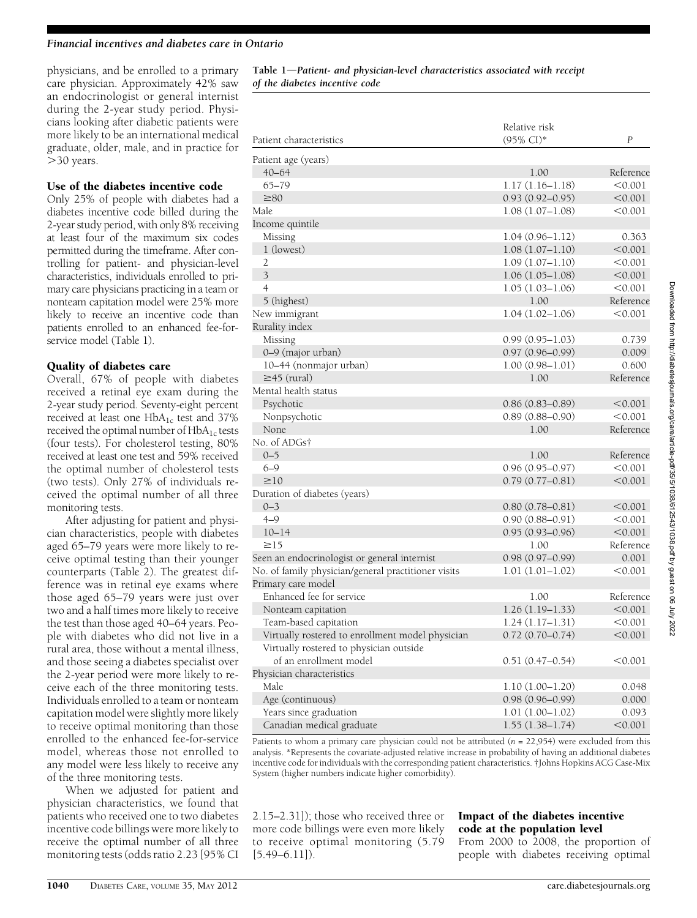physicians, and be enrolled to a primary care physician. Approximately 42% saw an endocrinologist or general internist during the 2-year study period. Physicians looking after diabetic patients were more likely to be an international medical graduate, older, male, and in practice for >30 years.

### Use of the diabetes incentive code

Only 25% of people with diabetes had a diabetes incentive code billed during the 2-year study period, with only 8% receiving at least four of the maximum six codes permitted during the timeframe. After controlling for patient- and physician-level characteristics, individuals enrolled to primary care physicians practicing in a team or nonteam capitation model were 25% more likely to receive an incentive code than patients enrolled to an enhanced fee-for-service model (Table 1).

### Quality of diabetes care

Overall, 67% of people with diabetes received a retinal eye exam during the 2-year study period. Seventy-eight percent received at least one $HbA_{1c}$ test and 37% received the optimal number of $HbA_{1c}$ tests (four tests). For cholesterol testing, 80% received at least one test and 59% received the optimal number of cholesterol tests (two tests). Only 27% of individuals received the optimal number of all three monitoring tests.

After adjusting for patient and physician characteristics, people with diabetes aged 65–79 years were more likely to receive optimal testing than their younger counterparts (Table 2). The greatest difference was in retinal eye exams where those aged 65–79 years were just over two and a half times more likely to receive the test than those aged 40–64 years. People with diabetes who did not live in a rural area, those without a mental illness, and those seeing a diabetes specialist over the 2-year period were more likely to receive each of the three monitoring tests. Individuals enrolled to a team or nonteam capitation model were slightly more likely to receive optimal monitoring than those enrolled to the enhanced fee-for-service model, whereas those not enrolled to any model were less likely to receive any of the three monitoring tests.

When we adjusted for patient and physician characteristics, we found that patients who received one to two diabetes incentive code billings were more likely to receive the optimal number of all three monitoring tests (odds ratio 2.23 [95% CI 2.15–2.31]); those who received three or more code billings were even more likely to receive optimal monitoring (5.79 [5.49–6.11]).

**Table 1—*Patient- and physician-level characteristics associated with receipt of the diabetes incentive code***

| Patient characteristics | Relative risk (95% CI)* | *P* |
|---|---|---|
| Patient age (years) | | |
| 40–64 | 1.00 | Reference |
| 65–79 | 1.17 (1.16–1.18) | <0.001 |
| ≥80 | 0.93 (0.92–0.95) | <0.001 |
| Male | 1.08 (1.07–1.08) | <0.001 |
| Income quintile | | |
| Missing | 1.04 (0.96–1.12) | 0.363 |
| 1 (lowest) | 1.08 (1.07–1.10) | <0.001 |
| 2 | 1.09 (1.07–1.10) | <0.001 |
| 3 | 1.06 (1.05–1.08) | <0.001 |
| 4 | 1.05 (1.03–1.06) | <0.001 |
| 5 (highest) | 1.00 | Reference |
| New immigrant | 1.04 (1.02–1.06) | <0.001 |
| Rurality index | | |
| Missing | 0.99 (0.95–1.03) | 0.739 |
| 0–9 (major urban) | 0.97 (0.96–0.99) | 0.009 |
| 10–44 (nonmajor urban) | 1.00 (0.98–1.01) | 0.600 |
| ≥45 (rural) | 1.00 | Reference |
| Mental health status | | |
| Psychotic | 0.86 (0.83–0.89) | <0.001 |
| Nonpsychotic | 0.89 (0.88–0.90) | <0.001 |
| None | 1.00 | Reference |
| No. of ADGs† | | |
| 0–5 | 1.00 | Reference |
| 6–9 | 0.96 (0.95–0.97) | <0.001 |
| ≥10 | 0.79 (0.77–0.81) | <0.001 |
| Duration of diabetes (years) | | |
| 0–3 | 0.80 (0.78–0.81) | <0.001 |
| 4–9 | 0.90 (0.88–0.91) | <0.001 |
| 10–14 | 0.95 (0.93–0.96) | <0.001 |
| ≥15 | 1.00 | Reference |
| Seen an endocrinologist or general internist | 0.98 (0.97–0.99) | 0.001 |
| No. of family physician/general practitioner visits | 1.01 (1.01–1.02) | <0.001 |
| Primary care model | | |
| Enhanced fee for service | 1.00 | Reference |
| Nonteam capitation | 1.26 (1.19–1.33) | <0.001 |
| Team-based capitation | 1.24 (1.17–1.31) | <0.001 |
| Virtually rostered to enrollment model physician | 0.72 (0.70–0.74) | <0.001 |
| Virtually rostered to physician outside of an enrollment model | 0.51 (0.47–0.54) | <0.001 |
| Physician characteristics | | |
| Male | 1.10 (1.00–1.20) | 0.048 |
| Age (continuous) | 0.98 (0.96–0.99) | 0.000 |
| Years since graduation | 1.01 (1.00–1.02) | 0.093 |
| Canadian medical graduate | 1.55 (1.38–1.74) | <0.001 |

Patients to whom a primary care physician could not be attributed (*n* = 22,954) were excluded from this analysis. *Represents the covariate-adjusted relative increase in probability of having an additional diabetes incentive code for individuals with the corresponding patient characteristics. †Johns Hopkins ACG Case-Mix System (higher numbers indicate higher comorbidity).

### Impact of the diabetes incentive code at the population level

From 2000 to 2008, the proportion of people with diabetes receiving optimal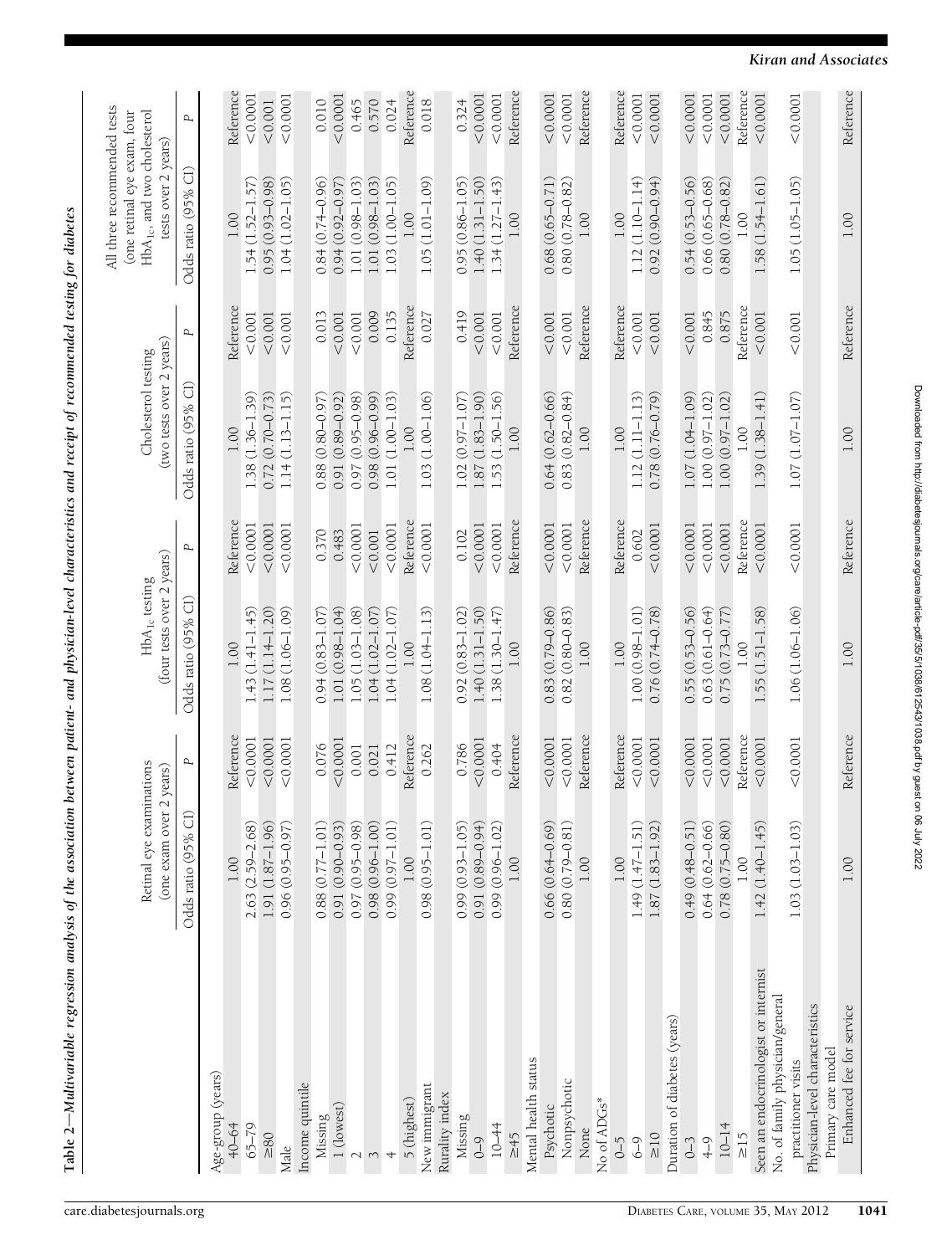**Table 2—Multivariable regression analysis of the association between patient- and physician-level characteristics and receipt of recommended testing for diabetes**

| | Retinal eye examinations (one exam over 2 years) | | $HbA_{1c}$ testing (four tests over 2 years) | | Cholesterol testing (two tests over 2 years) | | All three recommended tests (one retinal eye exam, four $HbA_{1c}$, and two cholesterol tests over 2 years) | |
|---|---|---|---|---|---|---|---|---|
| | Odds ratio (95% CI) | P | Odds ratio (95% CI) | P | Odds ratio (95% CI) | P | Odds ratio (95% CI) | P |
| Age-group (years) | | | | | | | | |
| 40–64 | 1.00 | Reference | 1.00 | Reference | 1.00 | Reference | 1.00 | Reference |
| 65–79 | 2.63 (2.59–2.68) | <0.0001 | 1.43 (1.41–1.45) | <0.0001 | 1.38 (1.36–1.39) | <0.001 | 1.54 (1.52–1.57) | <0.0001 |
| ≥80 | 1.91 (1.87–1.96) | <0.0001 | 1.17 (1.14–1.20) | <0.0001 | 0.72 (0.70–0.73) | <0.001 | 0.95 (0.93–0.98) | <0.001 |
| Male | 0.96 (0.95–0.97) | <0.0001 | 1.08 (1.06–1.09) | <0.0001 | 1.14 (1.13–1.15) | <0.001 | 1.04 (1.02–1.05) | <0.0001 |
| Income quintile | | | | | | | | |
| Missing | 0.88 (0.77–1.01) | 0.076 | 0.94 (0.83–1.07) | 0.370 | 0.88 (0.80–0.97) | 0.013 | 0.84 (0.74–0.96) | 0.010 |
| 1 (lowest) | 0.91 (0.90–0.93) | <0.0001 | 1.01 (0.98–1.04) | 0.483 | 0.91 (0.89–0.92) | <0.001 | 0.94 (0.92–0.97) | <0.0001 |
| 2 | 0.97 (0.95–0.98) | 0.001 | 1.05 (1.03–1.08) | <0.0001 | 0.97 (0.95–0.98) | <0.001 | 1.01 (0.98–1.03) | 0.465 |
| 3 | 0.98 (0.96–1.00) | 0.021 | 1.04 (1.02–1.07) | <0.001 | 0.98 (0.96–0.99) | 0.009 | 1.01 (0.98–1.03) | 0.570 |
| 4 | 0.99 (0.97–1.01) | 0.412 | 1.04 (1.02–1.07) | <0.0001 | 1.01 (1.00–1.03) | 0.135 | 1.03 (1.00–1.05) | 0.024 |
| 5 (highest) | 1.00 | Reference | 1.00 | Reference | 1.00 | Reference | 1.00 | Reference |
| New immigrant | 0.98 (0.95–1.01) | 0.262 | 1.08 (1.04–1.13) | <0.0001 | 1.03 (1.00–1.06) | 0.027 | 1.05 (1.01–1.09) | 0.018 |
| Rurality index | | | | | | | | |
| Missing | 0.99 (0.93–1.05) | 0.786 | 0.92 (0.83–1.02) | 0.102 | 1.02 (0.97–1.07) | 0.419 | 0.95 (0.86–1.05) | 0.324 |
| 0–9 | 0.91 (0.89–0.94) | <0.0001 | 1.40 (1.31–1.50) | <0.0001 | 1.87 (1.83–1.90) | <0.001 | 1.40 (1.31–1.50) | <0.0001 |
| 10–44 | 0.99 (0.96–1.02) | 0.404 | 1.38 (1.30–1.47) | <0.0001 | 1.53 (1.50–1.56) | <0.001 | 1.34 (1.27–1.43) | <0.0001 |
| ≥45 | 1.00 | Reference | 1.00 | Reference | 1.00 | Reference | 1.00 | Reference |
| Mental health status | | | | | | | | |
| Psychotic | 0.66 (0.64–0.69) | <0.0001 | 0.83 (0.79–0.86) | <0.0001 | 0.64 (0.62–0.66) | <0.001 | 0.68 (0.65–0.71) | <0.0001 |
| Nonpsychotic | 0.80 (0.79–0.81) | <0.0001 | 0.82 (0.80–0.83) | <0.0001 | 0.83 (0.82–0.84) | <0.001 | 0.80 (0.78–0.82) | <0.0001 |
| None | 1.00 | Reference | 1.00 | Reference | 1.00 | Reference | 1.00 | Reference |
| No of ADGs* | | | | | | | | |
| 0–5 | 1.00 | Reference | 1.00 | Reference | 1.00 | Reference | 1.00 | Reference |
| 6–9 | 1.49 (1.47–1.51) | <0.0001 | 1.00 (0.98–1.01) | 0.602 | 1.12 (1.11–1.13) | <0.001 | 1.12 (1.10–1.14) | <0.0001 |
| ≥10 | 1.87 (1.83–1.92) | <0.0001 | 0.76 (0.74–0.78) | <0.0001 | 0.78 (0.76–0.79) | <0.001 | 0.92 (0.90–0.94) | <0.0001 |
| Duration of diabetes (years) | | | | | | | | |
| 0–3 | 0.49 (0.48–0.51) | <0.0001 | 0.55 (0.53–0.56) | <0.0001 | 1.07 (1.04–1.09) | <0.001 | 0.54 (0.53–0.56) | <0.0001 |
| 4–9 | 0.64 (0.62–0.66) | <0.0001 | 0.63 (0.61–0.64) | <0.0001 | 1.00 (0.97–1.02) | 0.845 | 0.66 (0.65–0.68) | <0.0001 |
| 10–14 | 0.78 (0.75–0.80) | <0.0001 | 0.75 (0.73–0.77) | <0.0001 | 1.00 (0.97–1.02) | 0.875 | 0.80 (0.78–0.82) | <0.0001 |
| ≥15 | 1.00 | Reference | 1.00 | Reference | 1.00 | Reference | 1.00 | Reference |
| Seen an endocrinologist or internist | 1.42 (1.40–1.45) | <0.0001 | 1.55 (1.51–1.58) | <0.0001 | 1.39 (1.38–1.41) | <0.001 | 1.58 (1.54–1.61) | <0.0001 |
| No. of family physician/general practitioner visits | 1.03 (1.03–1.03) | <0.0001 | 1.06 (1.06–1.06) | <0.0001 | 1.07 (1.07–1.07) | <0.001 | 1.05 (1.05–1.05) | <0.0001 |
| Physician-level characteristics | | | | | | | | |
| Primary care model | | | | | | | | |
| Enhanced fee for service | 1.00 | Reference | 1.00 | Reference | 1.00 | Reference | 1.00 | Reference |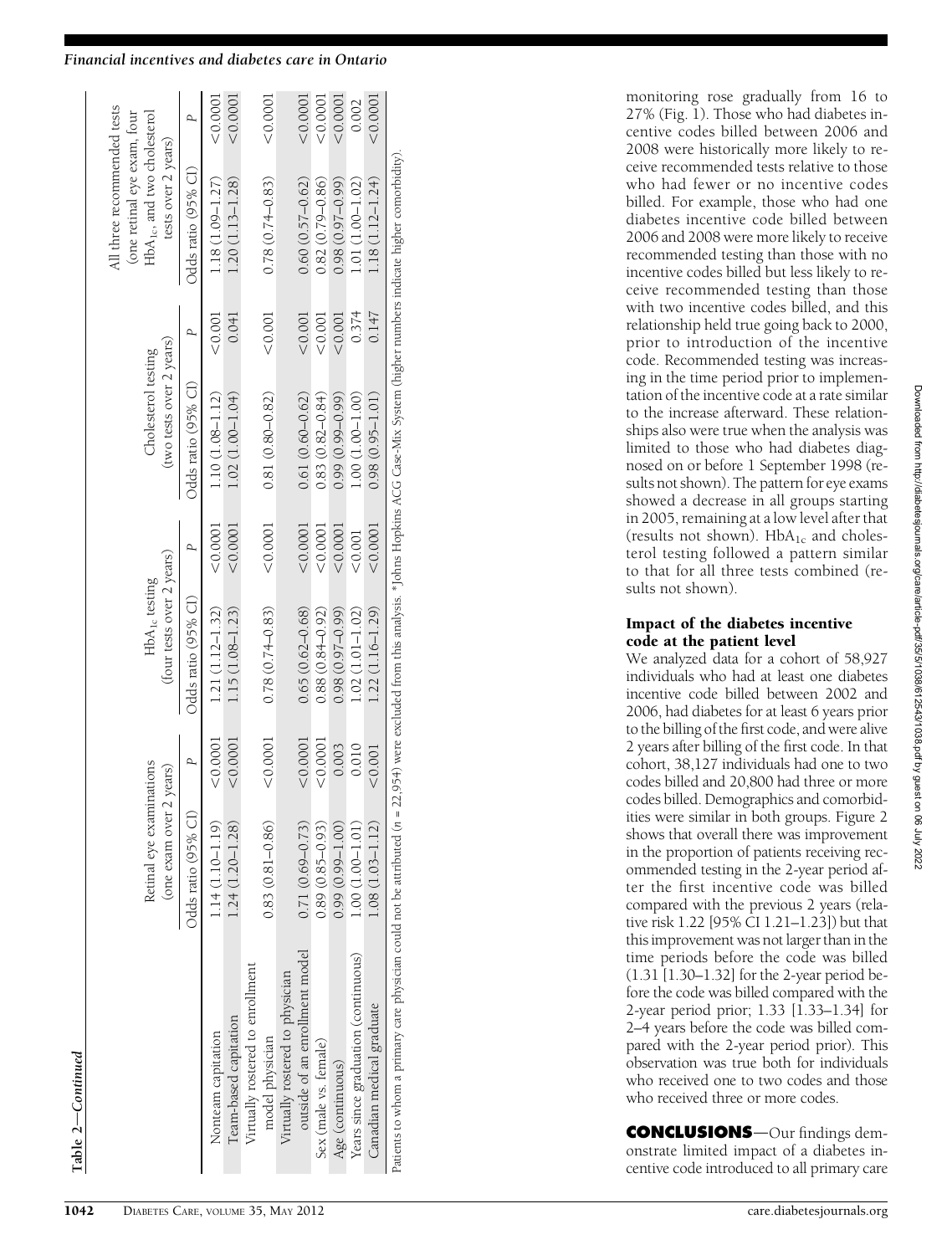Table 2—*Continued*

| | Retinal eye examinations (one exam over 2 years) | | $HbA_{1c}$ testing (four tests over 2 years) | | Cholesterol testing (two tests over 2 years) | | All three recommended tests (one retinal eye exam, four $HbA_{1c}$, and two cholesterol tests over 2 years) | |
|---|---|---|---|---|---|---|---|---|
| | Odds ratio (95% CI) | P | Odds ratio (95% CI) | P | Odds ratio (95% CI) | P | Odds ratio (95% CI) | P |
| Nonteam capitation | 1.14 (1.10–1.19) | <0.0001 | 1.21 (1.12–1.32) | <0.0001 | 1.10 (1.08–1.12) | <0.001 | 1.18 (1.09–1.27) | <0.0001 |
| Team-based capitation | 1.24 (1.20–1.28) | <0.0001 | 1.15 (1.08–1.23) | <0.0001 | 1.02 (1.00–1.04) | 0.041 | 1.20 (1.13–1.28) | <0.0001 |
| Virtually rostered to enrollment model physician | 0.83 (0.81–0.86) | <0.0001 | 0.78 (0.74–0.83) | <0.0001 | 0.81 (0.80–0.82) | <0.001 | 0.78 (0.74–0.83) | <0.0001 |
| Virtually rostered to physician outside of an enrollment model | 0.71 (0.69–0.73) | <0.0001 | 0.65 (0.62–0.68) | <0.0001 | 0.61 (0.60–0.62) | <0.001 | 0.60 (0.57–0.62) | <0.0001 |
| Sex (male vs. female) | 0.89 (0.85–0.93) | <0.0001 | 0.88 (0.84–0.92) | <0.0001 | 0.83 (0.82–0.84) | <0.001 | 0.82 (0.79–0.86) | <0.0001 |
| Age (continuous) | 0.99 (0.99–1.00) | 0.003 | 0.98 (0.97–0.99) | <0.0001 | 0.99 (0.99–0.99) | <0.001 | 0.98 (0.97–0.99) | <0.0001 |
| Years since graduation (continuous) | 1.00 (1.00–1.01) | 0.010 | 1.02 (1.01–1.02) | <0.001 | 1.00 (1.00–1.00) | 0.374 | 1.01 (1.00–1.02) | 0.002 |
| Canadian medical graduate | 1.08 (1.03–1.12) | <0.001 | 1.22 (1.16–1.29) | <0.0001 | 0.98 (0.95–1.01) | 0.147 | 1.18 (1.12–1.24) | <0.0001 |

Patients to whom a primary care physician could not be attributed (n = 22,954) were excluded from this analysis. *Johns Hopkins ACG Case-Mix System (higher numbers indicate higher comorbidity).

monitoring rose gradually from 16 to 27% (Fig. 1). Those who had diabetes incentive codes billed between 2006 and 2008 were historically more likely to receive recommended tests relative to those who had fewer or no incentive codes billed. For example, those who had one diabetes incentive code billed between 2006 and 2008 were more likely to receive recommended testing than those with no incentive codes billed but less likely to receive recommended testing than those with two incentive codes billed, and this relationship held true going back to 2000, prior to introduction of the incentive code. Recommended testing was increasing in the time period prior to implementation of the incentive code at a rate similar to the increase afterward. These relationships also were true when the analysis was limited to those who had diabetes diagnosed on or before 1 September 1998 (results not shown). The pattern for eye exams showed a decrease in all groups starting in 2005, remaining at a low level after that (results not shown). $HbA_{1c}$ and cholesterol testing followed a pattern similar to that for all three tests combined (results not shown).

### Impact of the diabetes incentive code at the patient level

We analyzed data for a cohort of 58,927 individuals who had at least one diabetes incentive code billed between 2002 and 2006, had diabetes for at least 6 years prior to the billing of the first code, and were alive 2 years after billing of the first code. In that cohort, 38,127 individuals had one to two codes billed and 20,800 had three or more codes billed. Demographics and comorbidities were similar in both groups. Figure 2 shows that overall there was improvement in the proportion of patients receiving recommended testing in the 2-year period after the first incentive code was billed compared with the previous 2 years (relative risk 1.22 [95% CI 1.21–1.23]) but that this improvement was not larger than in the time periods before the code was billed (1.31 [1.30–1.32] for the 2-year period before the code was billed compared with the 2-year period prior; 1.33 [1.33–1.34] for 2–4 years before the code was billed compared with the 2-year period prior). This observation was true both for individuals who received one to two codes and those who received three or more codes.

**CONCLUSIONS**—Our findings demonstrate limited impact of a diabetes incentive code introduced to all primary care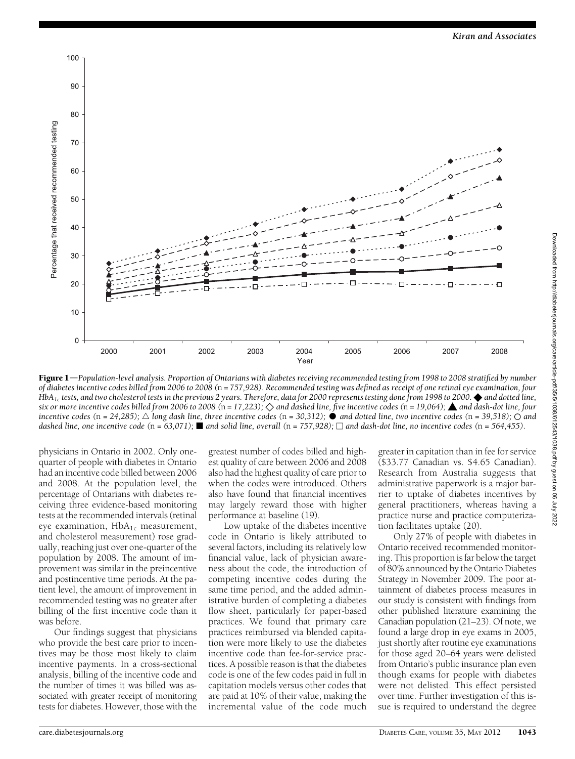**Figure 1**—*Population-level analysis. Proportion of Ontarians with diabetes receiving recommended testing from 1998 to 2008 stratified by number of diabetes incentive codes billed from 2006 to 2008 (*n *= 757,928). Recommended testing was defined as receipt of one retinal eye examination, four $HbA_{1c}$ tests, and two cholesterol tests in the previous 2 years. Therefore, data for 2000 represents testing done from 1998 to 2000. ◆ and dotted line, six or more incentive codes billed from 2006 to 2008 (*n *= 17,223); ◇ and dashed line, five incentive codes (*n *= 19,064); ▲ and dash-dot line, four incentive codes (*n *= 24,285); △ long dash line, three incentive codes (*n *= 30,312); ● and dotted line, two incentive codes (*n *= 39,518); ○ and dashed line, one incentive code (*n *= 63,071); ■ and solid line, overall (*n *= 757,928); □ and dash-dot line, no incentive codes (*n *= 564,455).*

physicians in Ontario in 2002. Only one-quarter of people with diabetes in Ontario had an incentive code billed between 2006 and 2008. At the population level, the percentage of Ontarians with diabetes receiving three evidence-based monitoring tests at the recommended intervals (retinal eye examination, $HbA_{1c}$ measurement, and cholesterol measurement) rose gradually, reaching just over one-quarter of the population by 2008. The amount of improvement was similar in the preincentive and postincentive time periods. At the patient level, the amount of improvement in recommended testing was no greater after billing of the first incentive code than it was before.

Our findings suggest that physicians who provide the best care prior to incentives may be those most likely to claim incentive payments. In a cross-sectional analysis, billing of the incentive code and the number of times it was billed was associated with greater receipt of monitoring tests for diabetes. However, those with the greatest number of codes billed and highest quality of care between 2006 and 2008 also had the highest quality of care prior to when the codes were introduced. Others also have found that financial incentives may largely reward those with higher performance at baseline (19).

Low uptake of the diabetes incentive code in Ontario is likely attributed to several factors, including its relatively low financial value, lack of physician awareness about the code, the introduction of competing incentive codes during the same time period, and the added administrative burden of completing a diabetes flow sheet, particularly for paper-based practices. We found that primary care practices reimbursed via blended capitation were more likely to use the diabetes incentive code than fee-for-service practices. A possible reason is that the diabetes code is one of the few codes paid in full in capitation models versus other codes that are paid at 10% of their value, making the incremental value of the code much greater in capitation than in fee for service ($33.77 Canadian vs. $4.65 Canadian). Research from Australia suggests that administrative paperwork is a major barrier to uptake of diabetes incentives by general practitioners, whereas having a practice nurse and practice computerization facilitates uptake (20).

Only 27% of people with diabetes in Ontario received recommended monitoring. This proportion is far below the target of 80% announced by the Ontario Diabetes Strategy in November 2009. The poor attainment of diabetes process measures in our study is consistent with findings from other published literature examining the Canadian population (21–23). Of note, we found a large drop in eye exams in 2005, just shortly after routine eye examinations for those aged 20–64 years were delisted from Ontario's public insurance plan even though exams for people with diabetes were not delisted. This effect persisted over time. Further investigation of this issue is required to understand the degree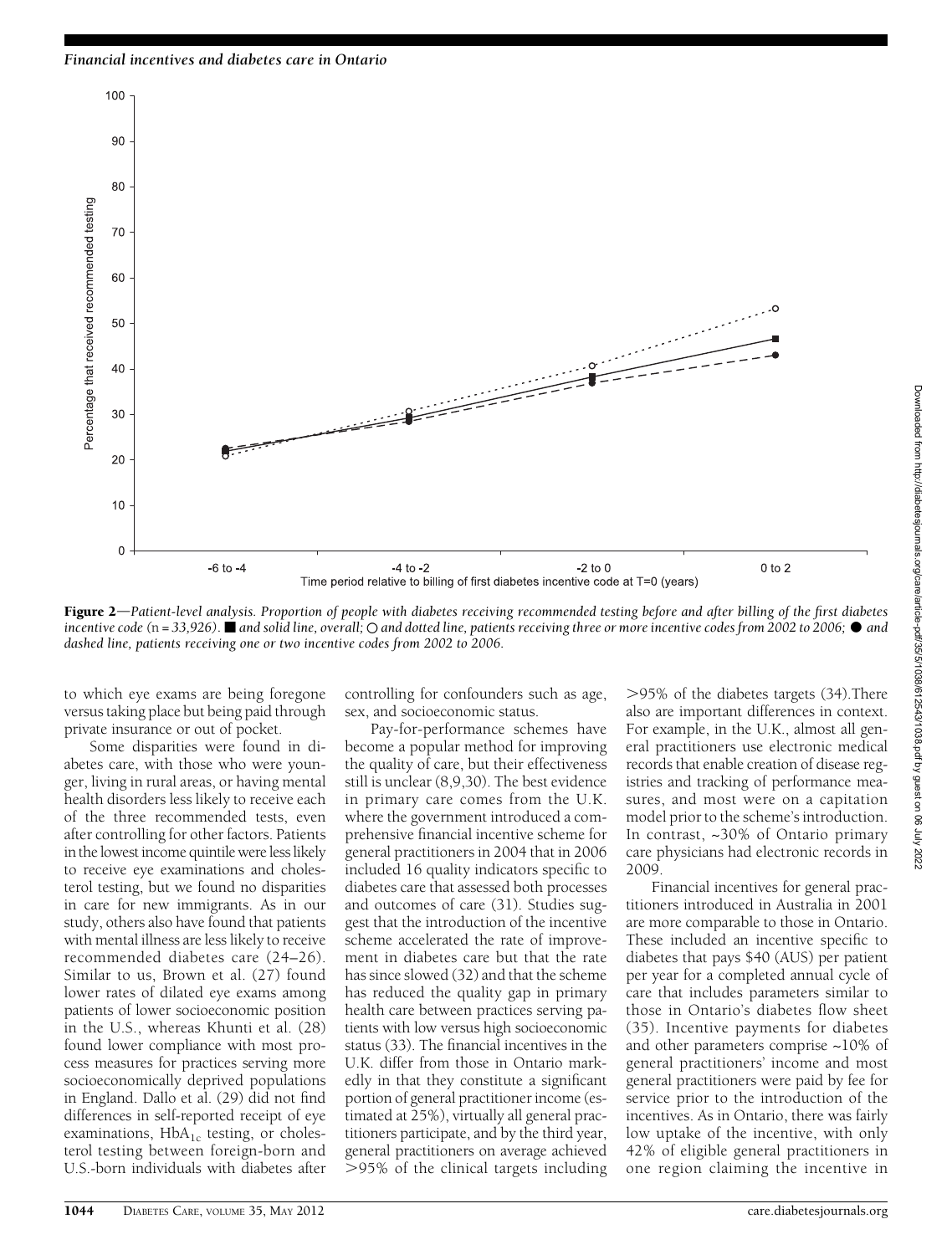**Figure 2**—*Patient-level analysis. Proportion of people with diabetes receiving recommended testing before and after billing of the first diabetes incentive code* (n *= 33,926).* ■ *and solid line, overall;* ○ *and dotted line, patients receiving three or more incentive codes from 2002 to 2006;* ● *and dashed line, patients receiving one or two incentive codes from 2002 to 2006.*

to which eye exams are being foregone versus taking place but being paid through private insurance or out of pocket.

Some disparities were found in diabetes care, with those who were younger, living in rural areas, or having mental health disorders less likely to receive each of the three recommended tests, even after controlling for other factors. Patients in the lowest income quintile were less likely to receive eye examinations and cholesterol testing, but we found no disparities in care for new immigrants. As in our study, others also have found that patients with mental illness are less likely to receive recommended diabetes care (24–26). Similar to us, Brown et al. (27) found lower rates of dilated eye exams among patients of lower socioeconomic position in the U.S., whereas Khunti et al. (28) found lower compliance with most process measures for practices serving more socioeconomically deprived populations in England. Dallo et al. (29) did not find differences in self-reported receipt of eye examinations, $HbA_{1c}$ testing, or cholesterol testing between foreign-born and U.S.-born individuals with diabetes after controlling for confounders such as age, sex, and socioeconomic status.

Pay-for-performance schemes have become a popular method for improving the quality of care, but their effectiveness still is unclear (8,9,30). The best evidence in primary care comes from the U.K. where the government introduced a comprehensive financial incentive scheme for general practitioners in 2004 that in 2006 included 16 quality indicators specific to diabetes care that assessed both processes and outcomes of care (31). Studies suggest that the introduction of the incentive scheme accelerated the rate of improvement in diabetes care but that the rate has since slowed (32) and that the scheme has reduced the quality gap in primary health care between practices serving patients with low versus high socioeconomic status (33). The financial incentives in the U.K. differ from those in Ontario markedly in that they constitute a significant portion of general practitioner income (estimated at 25%), virtually all general practitioners participate, and by the third year, general practitioners on average achieved >95% of the clinical targets including >95% of the diabetes targets (34). There also are important differences in context. For example, in the U.K., almost all general practitioners use electronic medical records that enable creation of disease registries and tracking of performance measures, and most were on a capitation model prior to the scheme's introduction. In contrast, ~30% of Ontario primary care physicians had electronic records in 2009.

Financial incentives for general practitioners introduced in Australia in 2001 are more comparable to those in Ontario. These included an incentive specific to diabetes that pays $40 (AUS) per patient per year for a completed annual cycle of care that includes parameters similar to those in Ontario's diabetes flow sheet (35). Incentive payments for diabetes and other parameters comprise ~10% of general practitioners' income and most general practitioners were paid by fee for service prior to the introduction of the incentives. As in Ontario, there was fairly low uptake of the incentive, with only 42% of eligible general practitioners in one region claiming the incentive in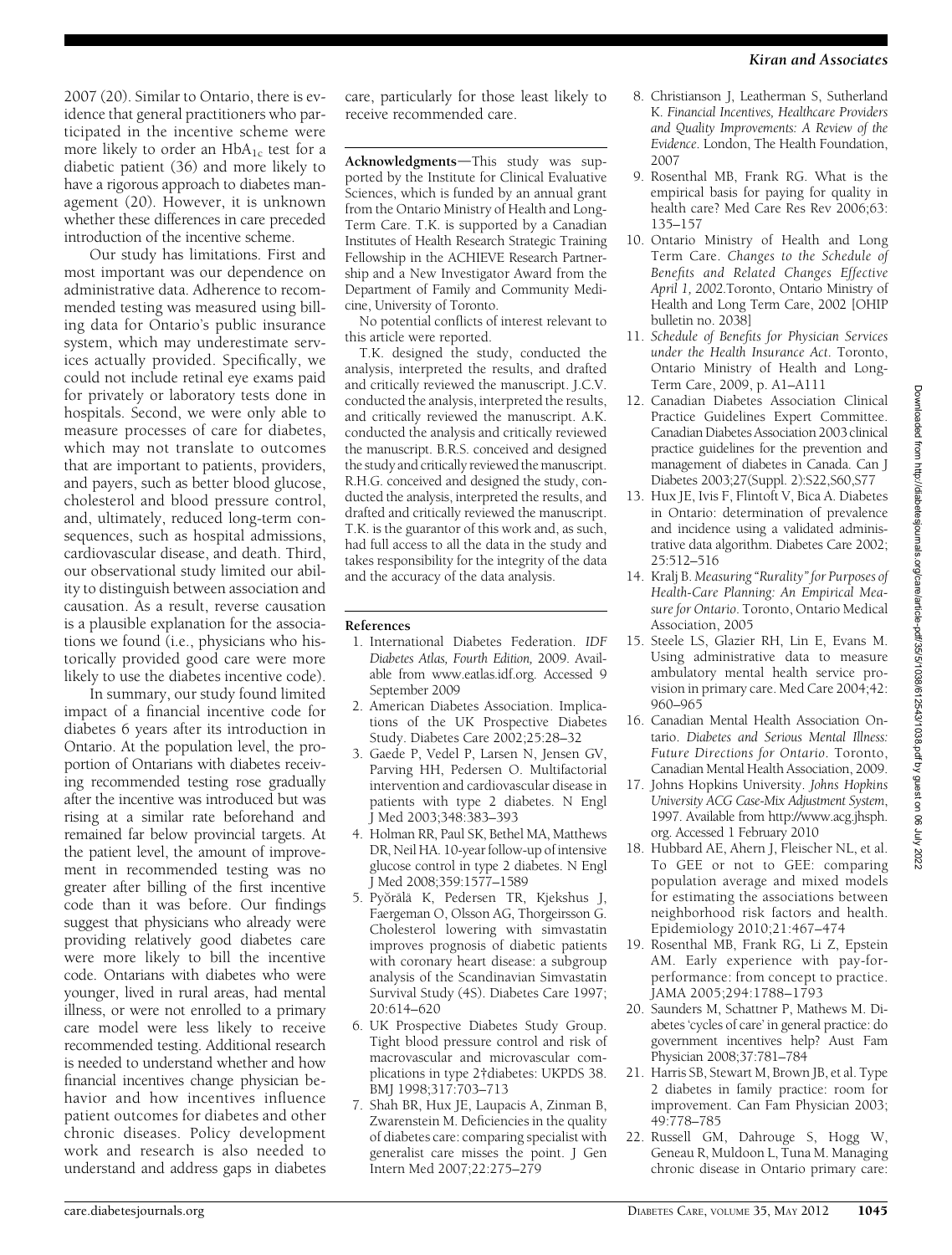2007 (20). Similar to Ontario, there is evidence that general practitioners who participated in the incentive scheme were more likely to order an $HbA_{1c}$ test for a diabetic patient (36) and more likely to have a rigorous approach to diabetes management (20). However, it is unknown whether these differences in care preceded introduction of the incentive scheme.

Our study has limitations. First and most important was our dependence on administrative data. Adherence to recommended testing was measured using billing data for Ontario's public insurance system, which may underestimate services actually provided. Specifically, we could not include retinal eye exams paid for privately or laboratory tests done in hospitals. Second, we were only able to measure processes of care for diabetes, which may not translate to outcomes that are important to patients, providers, and payers, such as better blood glucose, cholesterol and blood pressure control, and, ultimately, reduced long-term consequences, such as hospital admissions, cardiovascular disease, and death. Third, our observational study limited our ability to distinguish between association and causation. As a result, reverse causation is a plausible explanation for the associations we found (i.e., physicians who historically provided good care were more likely to use the diabetes incentive code).

In summary, our study found limited impact of a financial incentive code for diabetes 6 years after its introduction in Ontario. At the population level, the proportion of Ontarians with diabetes receiving recommended testing rose gradually after the incentive was introduced but was rising at a similar rate beforehand and remained far below provincial targets. At the patient level, the amount of improvement in recommended testing was no greater after billing of the first incentive code than it was before. Our findings suggest that physicians who already were providing relatively good diabetes care were more likely to bill the incentive code. Ontarians with diabetes who were younger, lived in rural areas, had mental illness, or were not enrolled to a primary care model were less likely to receive recommended testing. Additional research is needed to understand whether and how financial incentives change physician behavior and how incentives influence patient outcomes for diabetes and other chronic diseases. Policy development work and research is also needed to understand and address gaps in diabetes care, particularly for those least likely to receive recommended care.

**Acknowledgments**—This study was supported by the Institute for Clinical Evaluative Sciences, which is funded by an annual grant from the Ontario Ministry of Health and Long-Term Care. T.K. is supported by a Canadian Institutes of Health Research Strategic Training Fellowship in the ACHIEVE Research Partnership and a New Investigator Award from the Department of Family and Community Medicine, University of Toronto.

No potential conflicts of interest relevant to this article were reported.

T.K. designed the study, conducted the analysis, interpreted the results, and drafted and critically reviewed the manuscript. J.C.V. conducted the analysis, interpreted the results, and critically reviewed the manuscript. A.K. conducted the analysis and critically reviewed the manuscript. B.R.S. conceived and designed the study and critically reviewed the manuscript. R.H.G. conceived and designed the study, conducted the analysis, interpreted the results, and drafted and critically reviewed the manuscript. T.K. is the guarantor of this work and, as such, had full access to all the data in the study and takes responsibility for the integrity of the data and the accuracy of the data analysis.

## References

1. International Diabetes Federation. *IDF Diabetes Atlas, Fourth Edition,* 2009. Available from www.eatlas.idf.org. Accessed 9 September 2009
2. American Diabetes Association. Implications of the UK Prospective Diabetes Study. Diabetes Care 2002;25:28–32
3. Gaede P, Vedel P, Larsen N, Jensen GV, Parving HH, Pedersen O. Multifactorial intervention and cardiovascular disease in patients with type 2 diabetes. N Engl J Med 2003;348:383–393
4. Holman RR, Paul SK, Bethel MA, Matthews DR, Neil HA. 10-year follow-up of intensive glucose control in type 2 diabetes. N Engl J Med 2008;359:1577–1589
5. Pyörälä K, Pedersen TR, Kjekshus J, Faergeman O, Olsson AG, Thorgeirsson G. Cholesterol lowering with simvastatin improves prognosis of diabetic patients with coronary heart disease: a subgroup analysis of the Scandinavian Simvastatin Survival Study (4S). Diabetes Care 1997; 20:614–620
6. UK Prospective Diabetes Study Group. Tight blood pressure control and risk of macrovascular and microvascular complications in type 2†diabetes: UKPDS 38. BMJ 1998;317:703–713
7. Shah BR, Hux JE, Laupacis A, Zinman B, Zwarenstein M. Deficiencies in the quality of diabetes care: comparing specialist with generalist care misses the point. J Gen Intern Med 2007;22:275–279
8. Christianson J, Leatherman S, Sutherland K. *Financial Incentives, Healthcare Providers and Quality Improvements: A Review of the Evidence*. London, The Health Foundation, 2007
9. Rosenthal MB, Frank RG. What is the empirical basis for paying for quality in health care? Med Care Res Rev 2006;63: 135–157
10. Ontario Ministry of Health and Long Term Care. *Changes to the Schedule of Benefits and Related Changes Effective April 1, 2002.*Toronto, Ontario Ministry of Health and Long Term Care, 2002 [OHIP bulletin no. 2038]
11. *Schedule of Benefits for Physician Services under the Health Insurance Act*. Toronto, Ontario Ministry of Health and Long-Term Care, 2009, p. A1–A111
12. Canadian Diabetes Association Clinical Practice Guidelines Expert Committee. Canadian Diabetes Association 2003 clinical practice guidelines for the prevention and management of diabetes in Canada. Can J Diabetes 2003;27(Suppl. 2):S22,S60,S77
13. Hux JE, Ivis F, Flintoft V, Bica A. Diabetes in Ontario: determination of prevalence and incidence using a validated administrative data algorithm. Diabetes Care 2002; 25:512–516
14. Kralj B. *Measuring "Rurality" for Purposes of Health-Care Planning: An Empirical Measure for Ontario*. Toronto, Ontario Medical Association, 2005
15. Steele LS, Glazier RH, Lin E, Evans M. Using administrative data to measure ambulatory mental health service provision in primary care. Med Care 2004;42: 960–965
16. Canadian Mental Health Association Ontario. *Diabetes and Serious Mental Illness: Future Directions for Ontario*. Toronto, Canadian Mental Health Association, 2009.
17. Johns Hopkins University. *Johns Hopkins University ACG Case-Mix Adjustment System*, 1997. Available from http://www.acg.jhsph.org. Accessed 1 February 2010
18. Hubbard AE, Ahern J, Fleischer NL, et al. To GEE or not to GEE: comparing population average and mixed models for estimating the associations between neighborhood risk factors and health. Epidemiology 2010;21:467–474
19. Rosenthal MB, Frank RG, Li Z, Epstein AM. Early experience with pay-for-performance: from concept to practice. JAMA 2005;294:1788–1793
20. Saunders M, Schattner P, Mathews M. Diabetes 'cycles of care' in general practice: do government incentives help? Aust Fam Physician 2008;37:781–784
21. Harris SB, Stewart M, Brown JB, et al. Type 2 diabetes in family practice: room for improvement. Can Fam Physician 2003; 49:778–785
22. Russell GM, Dahrouge S, Hogg W, Geneau R, Muldoon L, Tuna M. Managing chronic disease in Ontario primary care: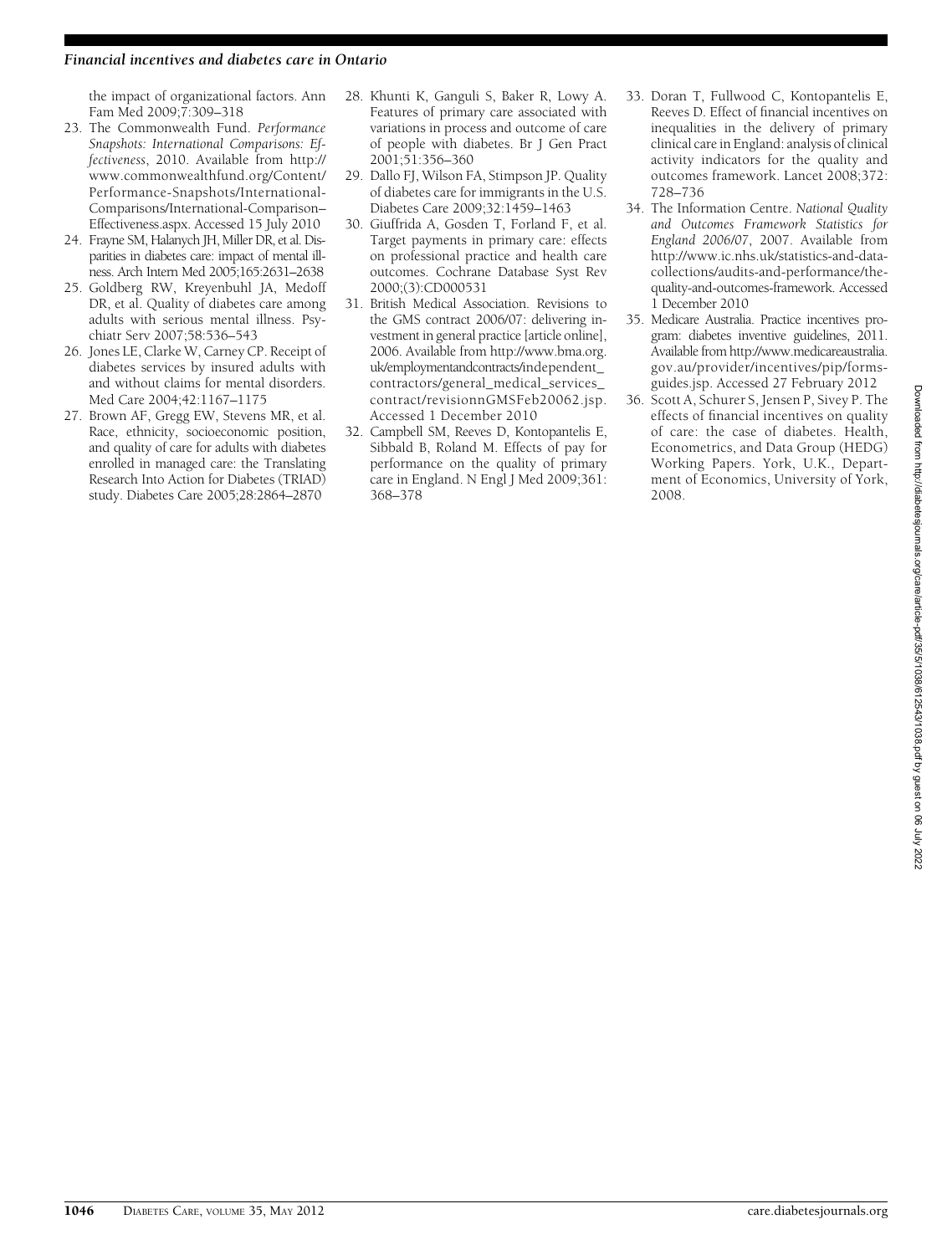the impact of organizational factors. Ann Fam Med 2009;7:309–318

23. The Commonwealth Fund. *Performance Snapshots: International Comparisons: Effectiveness*, 2010. Available from http://www.commonwealthfund.org/Content/Performance-Snapshots/International-Comparisons/International-Comparison–Effectiveness.aspx. Accessed 15 July 2010
24. Frayne SM, Halanych JH, Miller DR, et al. Disparities in diabetes care: impact of mental illness. Arch Intern Med 2005;165:2631–2638
25. Goldberg RW, Kreyenbuhl JA, Medoff DR, et al. Quality of diabetes care among adults with serious mental illness. Psychiatr Serv 2007;58:536–543
26. Jones LE, Clarke W, Carney CP. Receipt of diabetes services by insured adults with and without claims for mental disorders. Med Care 2004;42:1167–1175
27. Brown AF, Gregg EW, Stevens MR, et al. Race, ethnicity, socioeconomic position, and quality of care for adults with diabetes enrolled in managed care: the Translating Research Into Action for Diabetes (TRIAD) study. Diabetes Care 2005;28:2864–2870
28. Khunti K, Ganguli S, Baker R, Lowy A. Features of primary care associated with variations in process and outcome of care of people with diabetes. Br J Gen Pract 2001;51:356–360
29. Dallo FJ, Wilson FA, Stimpson JP. Quality of diabetes care for immigrants in the U.S. Diabetes Care 2009;32:1459–1463
30. Giuffrida A, Gosden T, Forland F, et al. Target payments in primary care: effects on professional practice and health care outcomes. Cochrane Database Syst Rev 2000;(3):CD000531
31. British Medical Association. Revisions to the GMS contract 2006/07: delivering investment in general practice [article online], 2006. Available from http://www.bma.org.uk/employmentandcontracts/independent_contractors/general_medical_services_contract/revisionnGMSFeb20062.jsp. Accessed 1 December 2010
32. Campbell SM, Reeves D, Kontopantelis E, Sibbald B, Roland M. Effects of pay for performance on the quality of primary care in England. N Engl J Med 2009;361:368–378
33. Doran T, Fullwood C, Kontopantelis E, Reeves D. Effect of financial incentives on inequalities in the delivery of primary clinical care in England: analysis of clinical activity indicators for the quality and outcomes framework. Lancet 2008;372:728–736
34. The Information Centre. *National Quality and Outcomes Framework Statistics for England 2006/07*, 2007. Available from http://www.ic.nhs.uk/statistics-and-data-collections/audits-and-performance/the-quality-and-outcomes-framework. Accessed 1 December 2010
35. Medicare Australia. Practice incentives program: diabetes inventive guidelines, 2011. Available from http://www.medicareaustralia.gov.au/provider/incentives/pip/forms-guides.jsp. Accessed 27 February 2012
36. Scott A, Schurer S, Jensen P, Sivey P. The effects of financial incentives on quality of care: the case of diabetes. Health, Econometrics, and Data Group (HEDG) Working Papers. York, U.K., Department of Economics, University of York, 2008.